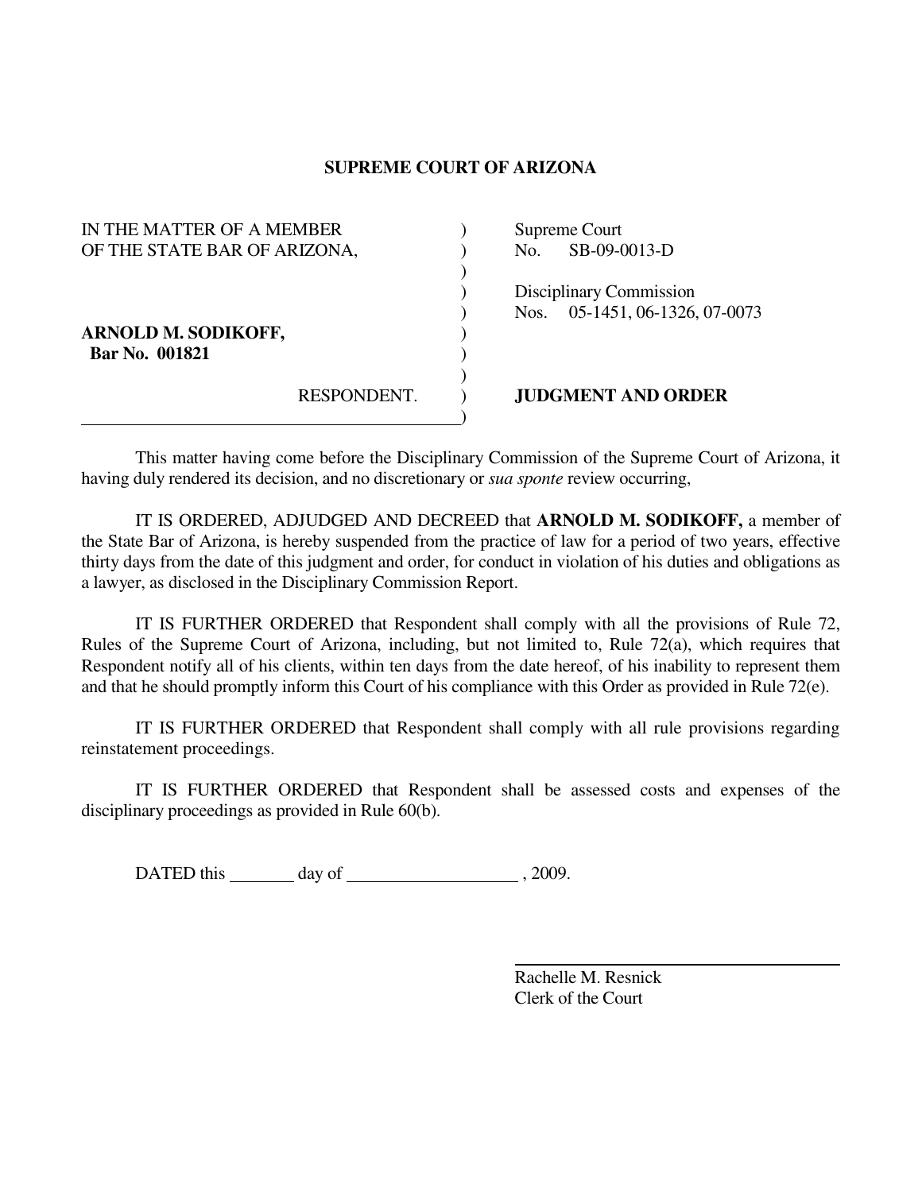# SUPREME COURT OF ARIZONA

| | |
|---|---|
| IN THE MATTER OF A MEMBER OF THE STATE BAR OF ARIZONA, | Supreme Court No. SB-09-0013-D |
| | Disciplinary Commission Nos. 05-1451, 06-1326, 07-0073 |
| **ARNOLD M. SODIKOFF,** **Bar No. 001821** | |
| RESPONDENT. | **JUDGMENT AND ORDER** |

This matter having come before the Disciplinary Commission of the Supreme Court of Arizona, it having duly rendered its decision, and no discretionary or *sua sponte* review occurring,

IT IS ORDERED, ADJUDGED AND DECREED that **ARNOLD M. SODIKOFF,** a member of the State Bar of Arizona, is hereby suspended from the practice of law for a period of two years, effective thirty days from the date of this judgment and order, for conduct in violation of his duties and obligations as a lawyer, as disclosed in the Disciplinary Commission Report.

IT IS FURTHER ORDERED that Respondent shall comply with all the provisions of Rule 72, Rules of the Supreme Court of Arizona, including, but not limited to, Rule 72(a), which requires that Respondent notify all of his clients, within ten days from the date hereof, of his inability to represent them and that he should promptly inform this Court of his compliance with this Order as provided in Rule 72(e).

IT IS FURTHER ORDERED that Respondent shall comply with all rule provisions regarding reinstatement proceedings.

IT IS FURTHER ORDERED that Respondent shall be assessed costs and expenses of the disciplinary proceedings as provided in Rule 60(b).

DATED this ________ day of ____________________ , 2009.

\_\_\_\_\_\_\_\_\_\_\_\_\_\_\_\_\_\_\_\_\_\_\_\_\_\_\_\_\_\_

Rachelle M. Resnick
Clerk of the Court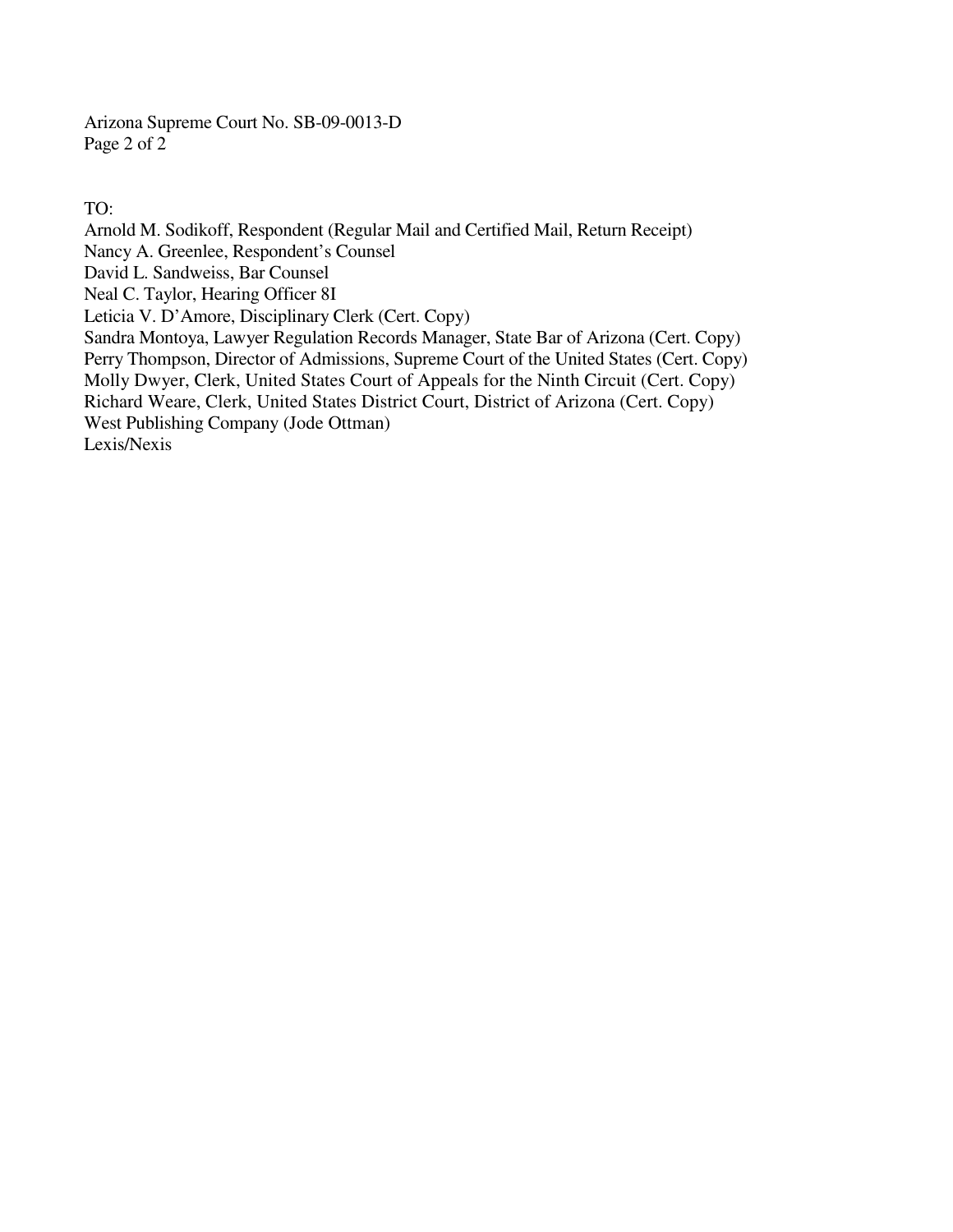TO:

Arnold M. Sodikoff, Respondent (Regular Mail and Certified Mail, Return Receipt)
Nancy A. Greenlee, Respondent's Counsel
David L. Sandweiss, Bar Counsel
Neal C. Taylor, Hearing Officer 8I
Leticia V. D'Amore, Disciplinary Clerk (Cert. Copy)
Sandra Montoya, Lawyer Regulation Records Manager, State Bar of Arizona (Cert. Copy)
Perry Thompson, Director of Admissions, Supreme Court of the United States (Cert. Copy)
Molly Dwyer, Clerk, United States Court of Appeals for the Ninth Circuit (Cert. Copy)
Richard Weare, Clerk, United States District Court, District of Arizona (Cert. Copy)
West Publishing Company (Jode Ottman)
Lexis/Nexis